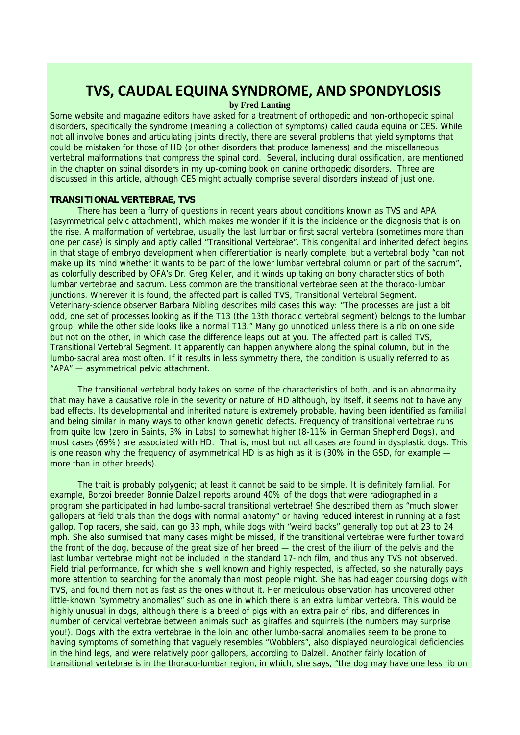# TVS, CAUDAL EQUINA SYNDROME, AND SPONDYLOSIS

**by Fred Lanting**

Some website and magazine editors have asked for a treatment of orthopedic and non-orthopedic spinal disorders, specifically the syndrome (meaning a collection of symptoms) called cauda equina or CES. While not all involve bones and articulating joints directly, there are several problems that yield symptoms that could be mistaken for those of HD (or other disorders that produce lameness) and the miscellaneous vertebral malformations that compress the spinal cord. Several, including dural ossification, are mentioned in the chapter on spinal disorders in my up-coming book on canine orthopedic disorders. Three are discussed in this article, although CES might actually comprise several disorders instead of just one.

**TRANSITIONAL VERTEBRAE, TVS**

There has been a flurry of questions in recent years about conditions known as TVS and APA (asymmetrical pelvic attachment), which makes me wonder if it is the incidence or the diagnosis that is on the rise. A malformation of vertebrae, usually the last lumbar or first sacral vertebra (sometimes more than one per case) is simply and aptly called "Transitional Vertebrae". This congenital and inherited defect begins in that stage of embryo development when differentiation is nearly complete, but a vertebral body "can not make up its mind whether it wants to be part of the lower lumbar vertebral column or part of the sacrum", as colorfully described by OFA's Dr. Greg Keller, and it winds up taking on bony characteristics of both lumbar vertebrae and sacrum. Less common are the transitional vertebrae seen at the thoraco-lumbar junctions. Wherever it is found, the affected part is called TVS, Transitional Vertebral Segment. Veterinary-science observer Barbara Nibling describes mild cases this way: "The processes are just a bit odd, one set of processes looking as if the T13 (the 13th thoracic vertebral segment) belongs to the lumbar group, while the other side looks like a normal T13." Many go unnoticed unless there is a rib on one side but not on the other, in which case the difference leaps out at you. The affected part is called TVS, Transitional Vertebral Segment. It apparently can happen anywhere along the spinal column, but in the lumbo-sacral area most often. If it results in less symmetry there, the condition is usually referred to as "APA" — asymmetrical pelvic attachment.

The transitional vertebral body takes on some of the characteristics of both, and is an abnormality that may have a causative role in the severity or nature of HD although, by itself, it seems not to have any bad effects. Its developmental and inherited nature is extremely probable, having been identified as familial and being similar in many ways to other known genetic defects. Frequency of transitional vertebrae runs from quite low (zero in Saints, 3% in Labs) to somewhat higher (8-11% in German Shepherd Dogs), and most cases (69%) are associated with HD. That is, most but not all cases are found in dysplastic dogs. This is one reason why the frequency of asymmetrical HD is as high as it is (30% in the GSD, for example — more than in other breeds).

The trait is probably polygenic; at least it cannot be said to be simple. It is definitely familial. For example, Borzoi breeder Bonnie Dalzell reports around 40% of the dogs that were radiographed in a program she participated in had lumbo-sacral transitional vertebrae! She described them as "much slower gallopers at field trials than the dogs with normal anatomy" or having reduced interest in running at a fast gallop. Top racers, she said, can go 33 mph, while dogs with "weird backs" generally top out at 23 to 24 mph. She also surmised that many cases might be missed, if the transitional vertebrae were further toward the front of the dog, because of the great size of her breed — the crest of the ilium of the pelvis and the last lumbar vertebrae might not be included in the standard 17-inch film, and thus any TVS not observed. Field trial performance, for which she is well known and highly respected, is affected, so she naturally pays more attention to searching for the anomaly than most people might. She has had eager coursing dogs with TVS, and found them not as fast as the ones without it. Her meticulous observation has uncovered other little-known "symmetry anomalies" such as one in which there is an extra lumbar vertebra. This would be highly unusual in dogs, although there is a breed of pigs with an extra pair of ribs, and differences in number of cervical vertebrae between animals such as giraffes and squirrels (the numbers may surprise you!). Dogs with the extra vertebrae in the loin and other lumbo-sacral anomalies seem to be prone to having symptoms of something that vaguely resembles "Wobblers", also displayed neurological deficiencies in the hind legs, and were relatively poor gallopers, according to Dalzell. Another fairly location of transitional vertebrae is in the thoraco-lumbar region, in which, she says, "the dog may have one less rib on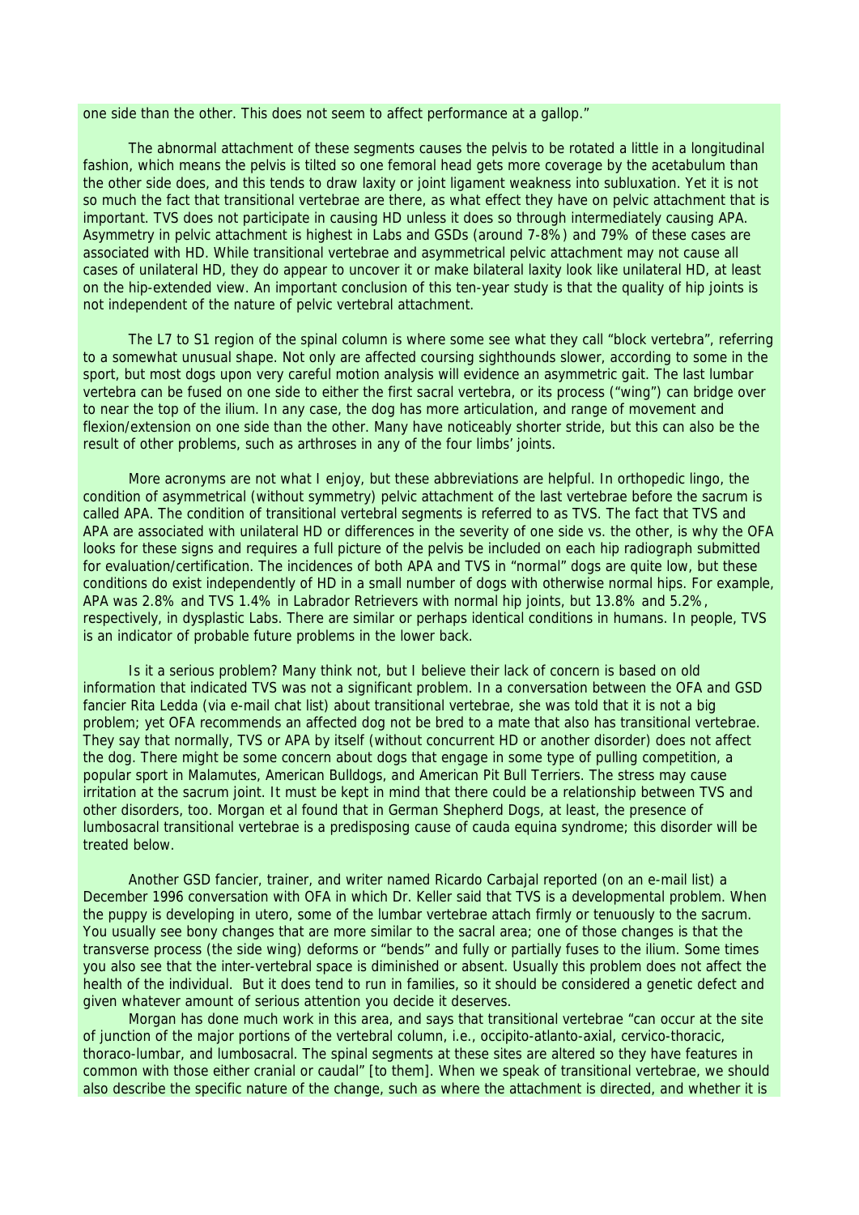one side than the other. This does not seem to affect performance at a gallop."

The abnormal attachment of these segments causes the pelvis to be rotated a little in a longitudinal fashion, which means the pelvis is tilted so one femoral head gets more coverage by the acetabulum than the other side does, and this tends to draw laxity or joint ligament weakness into subluxation. Yet it is not so much the fact that transitional vertebrae are there, as what effect they have on pelvic attachment that is important. TVS does not participate in causing HD unless it does so through intermediately causing APA. Asymmetry in pelvic attachment is highest in Labs and GSDs (around 7-8%) and 79% of these cases are associated with HD. While transitional vertebrae and asymmetrical pelvic attachment may not cause all cases of unilateral HD, they do appear to uncover it or make bilateral laxity look like unilateral HD, at least on the hip-extended view. An important conclusion of this ten-year study is that the quality of hip joints is not independent of the nature of pelvic vertebral attachment.

The L7 to S1 region of the spinal column is where some see what they call "block vertebra", referring to a somewhat unusual shape. Not only are affected coursing sighthounds slower, according to some in the sport, but most dogs upon very careful motion analysis will evidence an asymmetric gait. The last lumbar vertebra can be fused on one side to either the first sacral vertebra, or its process ("wing") can bridge over to near the top of the ilium. In any case, the dog has more articulation, and range of movement and flexion/extension on one side than the other. Many have noticeably shorter stride, but this can also be the result of other problems, such as arthroses in any of the four limbs' joints.

More acronyms are not what I enjoy, but these abbreviations are helpful. In orthopedic lingo, the condition of asymmetrical (without symmetry) pelvic attachment of the last vertebrae before the sacrum is called APA. The condition of transitional vertebral segments is referred to as TVS. The fact that TVS and APA are associated with unilateral HD or differences in the severity of one side vs. the other, is why the OFA looks for these signs and requires a full picture of the pelvis be included on each hip radiograph submitted for evaluation/certification. The incidences of both APA and TVS in "normal" dogs are quite low, but these conditions do exist independently of HD in a small number of dogs with otherwise normal hips. For example, APA was 2.8% and TVS 1.4% in Labrador Retrievers with normal hip joints, but 13.8% and 5.2%, respectively, in dysplastic Labs. There are similar or perhaps identical conditions in humans. In people, TVS is an indicator of probable future problems in the lower back.

Is it a serious problem? Many think not, but I believe their lack of concern is based on old information that indicated TVS was not a significant problem. In a conversation between the OFA and GSD fancier Rita Ledda (via e-mail chat list) about transitional vertebrae, she was told that it is not a big problem; yet OFA recommends an affected dog not be bred to a mate that also has transitional vertebrae. They say that normally, TVS or APA by itself (without concurrent HD or another disorder) does not affect the dog. There might be some concern about dogs that engage in some type of pulling competition, a popular sport in Malamutes, American Bulldogs, and American Pit Bull Terriers. The stress may cause irritation at the sacrum joint. It must be kept in mind that there could be a relationship between TVS and other disorders, too. Morgan et al found that in German Shepherd Dogs, at least, the presence of lumbosacral transitional vertebrae is a predisposing cause of cauda equina syndrome; this disorder will be treated below.

Another GSD fancier, trainer, and writer named Ricardo Carbajal reported (on an e-mail list) a December 1996 conversation with OFA in which Dr. Keller said that TVS is a developmental problem. When the puppy is developing in utero, some of the lumbar vertebrae attach firmly or tenuously to the sacrum. You usually see bony changes that are more similar to the sacral area; one of those changes is that the transverse process (the side wing) deforms or "bends" and fully or partially fuses to the ilium. Some times you also see that the inter-vertebral space is diminished or absent. Usually this problem does not affect the health of the individual. But it does tend to run in families, so it should be considered a genetic defect and given whatever amount of serious attention you decide it deserves.

Morgan has done much work in this area, and says that transitional vertebrae "can occur at the site of junction of the major portions of the vertebral column, i.e., occipito-atlanto-axial, cervico-thoracic, thoraco-lumbar, and lumbosacral. The spinal segments at these sites are altered so they have features in common with those either cranial or caudal" [to them]. When we speak of transitional vertebrae, we should also describe the specific nature of the change, such as where the attachment is directed, and whether it is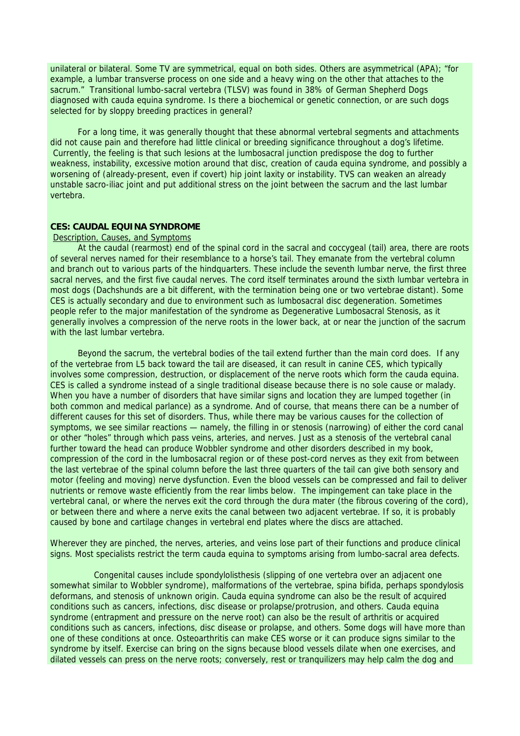unilateral or bilateral. Some TV are symmetrical, equal on both sides. Others are asymmetrical (APA); "for example, a lumbar transverse process on one side and a heavy wing on the other that attaches to the sacrum." Transitional lumbo-sacral vertebra (TLSV) was found in 38% of German Shepherd Dogs diagnosed with cauda equina syndrome. Is there a biochemical or genetic connection, or are such dogs selected for by sloppy breeding practices in general?

For a long time, it was generally thought that these abnormal vertebral segments and attachments did not cause pain and therefore had little clinical or breeding significance throughout a dog's lifetime. Currently, the feeling is that such lesions at the lumbosacral junction predispose the dog to further weakness, instability, excessive motion around that disc, creation of cauda equina syndrome, and possibly a worsening of (already-present, even if covert) hip joint laxity or instability. TVS can weaken an already unstable sacro-iliac joint and put additional stress on the joint between the sacrum and the last lumbar vertebra.

**CES: CAUDAL EQUINA SYNDROME**

Description, Causes, and Symptoms

At the caudal (rearmost) end of the spinal cord in the sacral and coccygeal (tail) area, there are roots of several nerves named for their resemblance to a horse's tail. They emanate from the vertebral column and branch out to various parts of the hindquarters. These include the seventh lumbar nerve, the first three sacral nerves, and the first five caudal nerves. The cord itself terminates around the sixth lumbar vertebra in most dogs (Dachshunds are a bit different, with the termination being one or two vertebrae distant). Some CES is actually secondary and due to environment such as lumbosacral disc degeneration. Sometimes people refer to the major manifestation of the syndrome as Degenerative Lumbosacral Stenosis, as it generally involves a compression of the nerve roots in the lower back, at or near the junction of the sacrum with the last lumbar vertebra.

Beyond the sacrum, the vertebral bodies of the tail extend further than the main cord does. If any of the vertebrae from L5 back toward the tail are diseased, it can result in canine CES, which typically involves some compression, destruction, or displacement of the nerve roots which form the cauda equina. CES is called a syndrome instead of a single traditional disease because there is no sole cause or malady. When you have a number of disorders that have similar signs and location they are lumped together (in both common and medical parlance) as a syndrome. And of course, that means there can be a number of different causes for this set of disorders. Thus, while there may be various causes for the collection of symptoms, we see similar reactions — namely, the filling in or stenosis (narrowing) of either the cord canal or other "holes" through which pass veins, arteries, and nerves. Just as a stenosis of the vertebral canal further toward the head can produce Wobbler syndrome and other disorders described in my book, compression of the cord in the lumbosacral region or of these post-cord nerves as they exit from between the last vertebrae of the spinal column before the last three quarters of the tail can give both sensory and motor (feeling and moving) nerve dysfunction. Even the blood vessels can be compressed and fail to deliver nutrients or remove waste efficiently from the rear limbs below. The impingement can take place in the vertebral canal, or where the nerves exit the cord through the dura mater (the fibrous covering of the cord), or between there and where a nerve exits the canal between two adjacent vertebrae. If so, it is probably caused by bone and cartilage changes in vertebral end plates where the discs are attached.

Wherever they are pinched, the nerves, arteries, and veins lose part of their functions and produce clinical signs. Most specialists restrict the term cauda equina to symptoms arising from lumbo-sacral area defects.

Congenital causes include spondylolisthesis (slipping of one vertebra over an adjacent one somewhat similar to Wobbler syndrome), malformations of the vertebrae, spina bifida, perhaps spondylosis deformans, and stenosis of unknown origin. Cauda equina syndrome can also be the result of acquired conditions such as cancers, infections, disc disease or prolapse/protrusion, and others. Cauda equina syndrome (entrapment and pressure on the nerve root) can also be the result of arthritis or acquired conditions such as cancers, infections, disc disease or prolapse, and others. Some dogs will have more than one of these conditions at once. Osteoarthritis can make CES worse or it can produce signs similar to the syndrome by itself. Exercise can bring on the signs because blood vessels dilate when one exercises, and dilated vessels can press on the nerve roots; conversely, rest or tranquilizers may help calm the dog and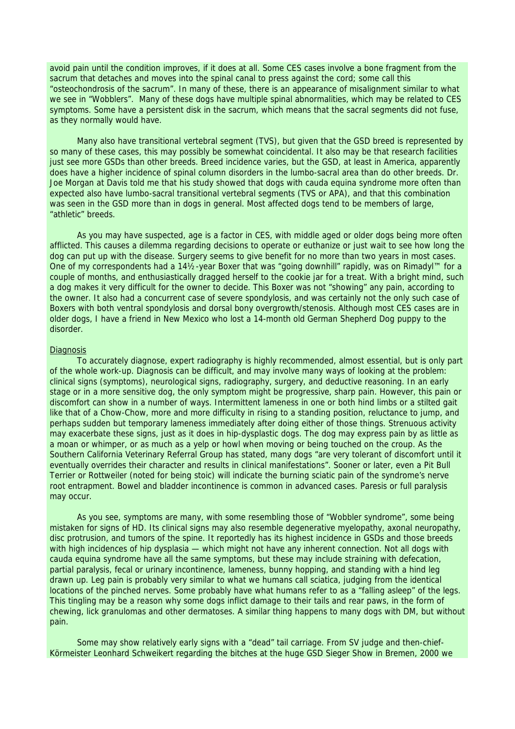avoid pain until the condition improves, if it does at all. Some CES cases involve a bone fragment from the sacrum that detaches and moves into the spinal canal to press against the cord; some call this "osteochondrosis of the sacrum". In many of these, there is an appearance of misalignment similar to what we see in "Wobblers". Many of these dogs have multiple spinal abnormalities, which may be related to CES symptoms. Some have a persistent disk in the sacrum, which means that the sacral segments did not fuse, as they normally would have.

Many also have transitional vertebral segment (TVS), but given that the GSD breed is represented by so many of these cases, this may possibly be somewhat coincidental. It also may be that research facilities just see more GSDs than other breeds. Breed incidence varies, but the GSD, at least in America, apparently does have a higher incidence of spinal column disorders in the lumbo-sacral area than do other breeds. Dr. Joe Morgan at Davis told me that his study showed that dogs with cauda equina syndrome more often than expected also have lumbo-sacral transitional vertebral segments (TVS or APA), and that this combination was seen in the GSD more than in dogs in general. Most affected dogs tend to be members of large, "athletic" breeds.

As you may have suspected, age is a factor in CES, with middle aged or older dogs being more often afflicted. This causes a dilemma regarding decisions to operate or euthanize or just wait to see how long the dog can put up with the disease. Surgery seems to give benefit for no more than two years in most cases. One of my correspondents had a 14½-year Boxer that was "going downhill" rapidly, was on Rimadyl™ for a couple of months, and enthusiastically dragged herself to the cookie jar for a treat. With a bright mind, such a dog makes it very difficult for the owner to decide. This Boxer was not "showing" any pain, according to the owner. It also had a concurrent case of severe spondylosis, and was certainly not the only such case of Boxers with both ventral spondylosis and dorsal bony overgrowth/stenosis. Although most CES cases are in older dogs, I have a friend in New Mexico who lost a 14-month old German Shepherd Dog puppy to the disorder.

<u>Diagnosis</u>

To accurately diagnose, expert radiography is highly recommended, almost essential, but is only part of the whole work-up. Diagnosis can be difficult, and may involve many ways of looking at the problem: clinical signs (symptoms), neurological signs, radiography, surgery, and deductive reasoning. In an early stage or in a more sensitive dog, the only symptom might be progressive, sharp pain. However, this pain or discomfort can show in a number of ways. Intermittent lameness in one or both hind limbs or a stilted gait like that of a Chow-Chow, more and more difficulty in rising to a standing position, reluctance to jump, and perhaps sudden but temporary lameness immediately after doing either of those things. Strenuous activity may exacerbate these signs, just as it does in hip-dysplastic dogs. The dog may express pain by as little as a moan or whimper, or as much as a yelp or howl when moving or being touched on the croup. As the Southern California Veterinary Referral Group has stated, many dogs "are very tolerant of discomfort until it eventually overrides their character and results in clinical manifestations". Sooner or later, even a Pit Bull Terrier or Rottweiler (noted for being stoic) will indicate the burning sciatic pain of the syndrome's nerve root entrapment. Bowel and bladder incontinence is common in advanced cases. Paresis or full paralysis may occur.

As you see, symptoms are many, with some resembling those of "Wobbler syndrome", some being mistaken for signs of HD. Its clinical signs may also resemble degenerative myelopathy, axonal neuropathy, disc protrusion, and tumors of the spine. It reportedly has its highest incidence in GSDs and those breeds with high incidences of hip dysplasia — which might not have any inherent connection. Not all dogs with cauda equina syndrome have all the same symptoms, but these may include straining with defecation, partial paralysis, fecal or urinary incontinence, lameness, bunny hopping, and standing with a hind leg drawn up. Leg pain is probably very similar to what we humans call sciatica, judging from the identical locations of the pinched nerves. Some probably have what humans refer to as a "falling asleep" of the legs. This tingling may be a reason why some dogs inflict damage to their tails and rear paws, in the form of chewing, lick granulomas and other dermatoses. A similar thing happens to many dogs with DM, but without pain.

Some may show relatively early signs with a "dead" tail carriage. From SV judge and then-chief-Körmeister Leonhard Schweikert regarding the bitches at the huge GSD Sieger Show in Bremen, 2000 we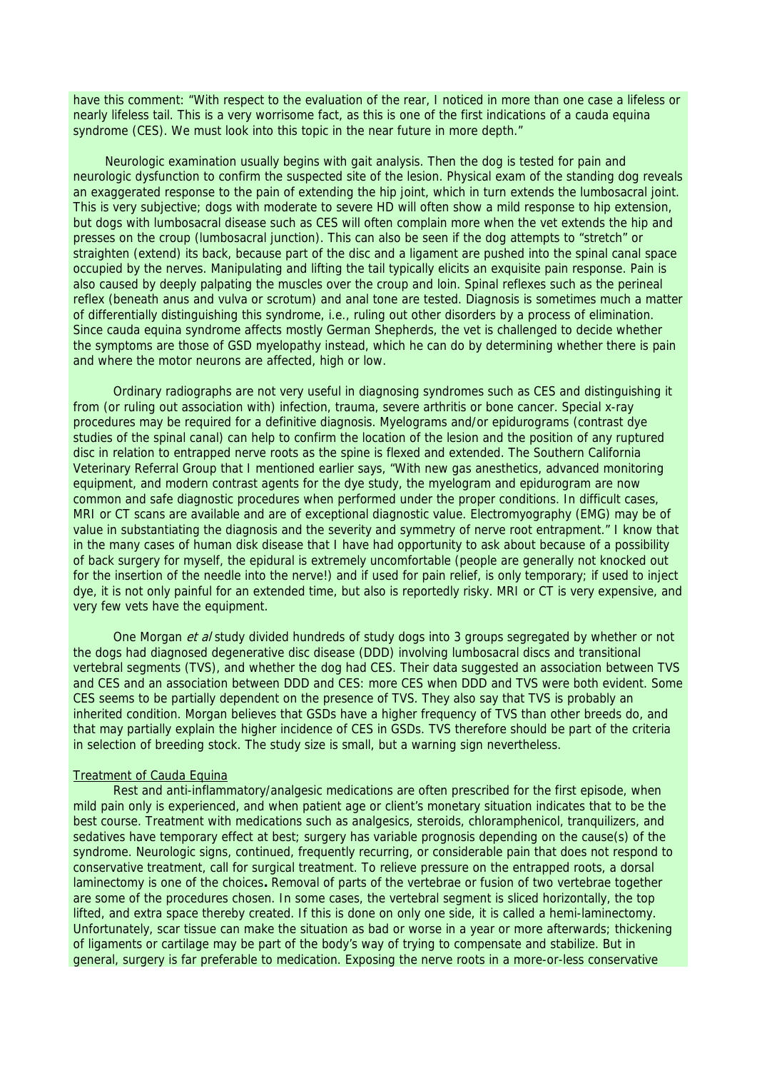have this comment: "With respect to the evaluation of the rear, I noticed in more than one case a lifeless or nearly lifeless tail. This is a very worrisome fact, as this is one of the first indications of a cauda equina syndrome (CES). We must look into this topic in the near future in more depth."

Neurologic examination usually begins with gait analysis. Then the dog is tested for pain and neurologic dysfunction to confirm the suspected site of the lesion. Physical exam of the standing dog reveals an exaggerated response to the pain of extending the hip joint, which in turn extends the lumbosacral joint. This is very subjective; dogs with moderate to severe HD will often show a mild response to hip extension, but dogs with lumbosacral disease such as CES will often complain more when the vet extends the hip and presses on the croup (lumbosacral junction). This can also be seen if the dog attempts to "stretch" or straighten (extend) its back, because part of the disc and a ligament are pushed into the spinal canal space occupied by the nerves. Manipulating and lifting the tail typically elicits an exquisite pain response. Pain is also caused by deeply palpating the muscles over the croup and loin. Spinal reflexes such as the perineal reflex (beneath anus and vulva or scrotum) and anal tone are tested. Diagnosis is sometimes much a matter of differentially distinguishing this syndrome, i.e., ruling out other disorders by a process of elimination. Since cauda equina syndrome affects mostly German Shepherds, the vet is challenged to decide whether the symptoms are those of GSD myelopathy instead, which he can do by determining whether there is pain and where the motor neurons are affected, high or low.

Ordinary radiographs are not very useful in diagnosing syndromes such as CES and distinguishing it from (or ruling out association with) infection, trauma, severe arthritis or bone cancer. Special x-ray procedures may be required for a definitive diagnosis. Myelograms and/or epidurograms (contrast dye studies of the spinal canal) can help to confirm the location of the lesion and the position of any ruptured disc in relation to entrapped nerve roots as the spine is flexed and extended. The Southern California Veterinary Referral Group that I mentioned earlier says, "With new gas anesthetics, advanced monitoring equipment, and modern contrast agents for the dye study, the myelogram and epidurogram are now common and safe diagnostic procedures when performed under the proper conditions. In difficult cases, MRI or CT scans are available and are of exceptional diagnostic value. Electromyography (EMG) may be of value in substantiating the diagnosis and the severity and symmetry of nerve root entrapment." I know that in the many cases of human disk disease that I have had opportunity to ask about because of a possibility of back surgery for myself, the epidural is extremely uncomfortable (people are generally not knocked out for the insertion of the needle into the nerve!) and if used for pain relief, is only temporary; if used to inject dye, it is not only painful for an extended time, but also is reportedly risky. MRI or CT is very expensive, and very few vets have the equipment.

One Morgan *et al* study divided hundreds of study dogs into 3 groups segregated by whether or not the dogs had diagnosed degenerative disc disease (DDD) involving lumbosacral discs and transitional vertebral segments (TVS), and whether the dog had CES. Their data suggested an association between TVS and CES and an association between DDD and CES: more CES when DDD and TVS were both evident. Some CES seems to be partially dependent on the presence of TVS. They also say that TVS is probably an inherited condition. Morgan believes that GSDs have a higher frequency of TVS than other breeds do, and that may partially explain the higher incidence of CES in GSDs. TVS therefore should be part of the criteria in selection of breeding stock. The study size is small, but a warning sign nevertheless.

## Treatment of Cauda Equina

Rest and anti-inflammatory/analgesic medications are often prescribed for the first episode, when mild pain only is experienced, and when patient age or client's monetary situation indicates that to be the best course. Treatment with medications such as analgesics, steroids, chloramphenicol, tranquilizers, and sedatives have temporary effect at best; surgery has variable prognosis depending on the cause(s) of the syndrome. Neurologic signs, continued, frequently recurring, or considerable pain that does not respond to conservative treatment, call for surgical treatment. To relieve pressure on the entrapped roots, a dorsal laminectomy is one of the choices**.** Removal of parts of the vertebrae or fusion of two vertebrae together are some of the procedures chosen. In some cases, the vertebral segment is sliced horizontally, the top lifted, and extra space thereby created. If this is done on only one side, it is called a hemi-laminectomy. Unfortunately, scar tissue can make the situation as bad or worse in a year or more afterwards; thickening of ligaments or cartilage may be part of the body's way of trying to compensate and stabilize. But in general, surgery is far preferable to medication. Exposing the nerve roots in a more-or-less conservative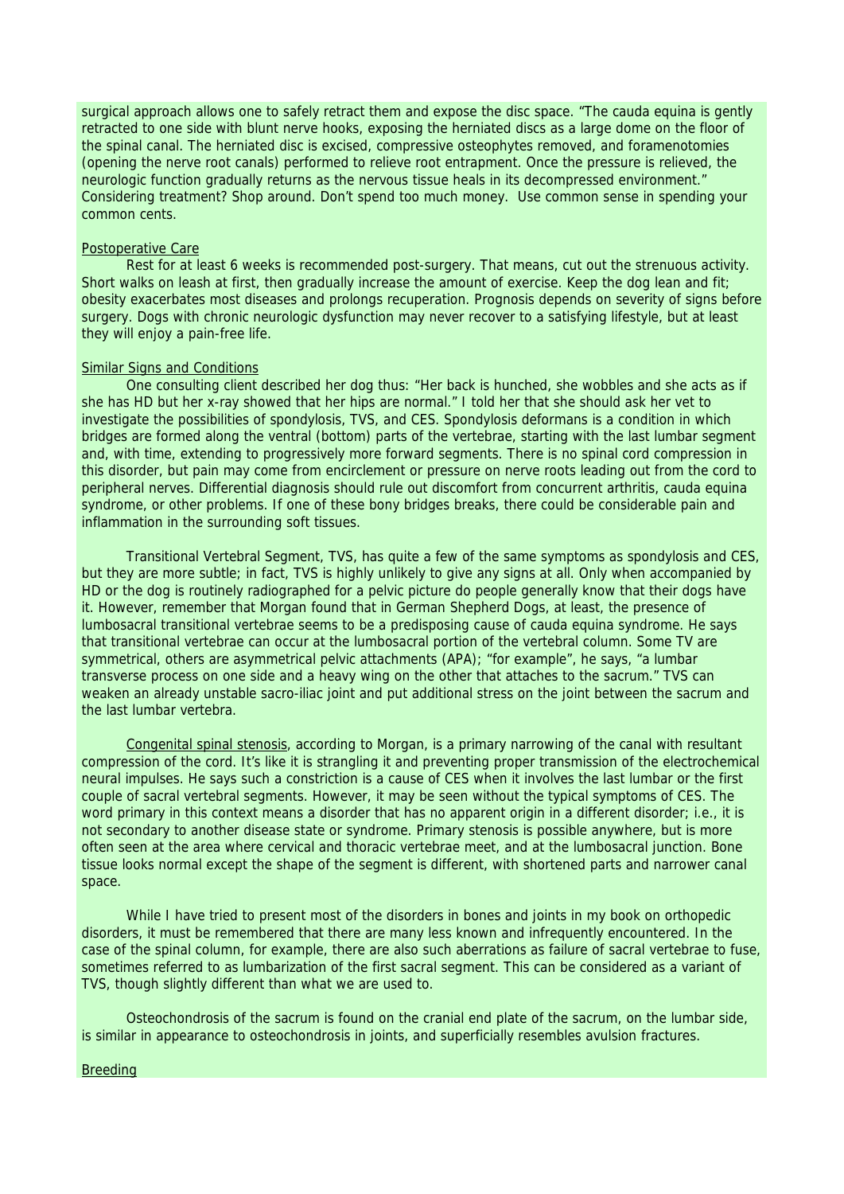surgical approach allows one to safely retract them and expose the disc space. "The cauda equina is gently retracted to one side with blunt nerve hooks, exposing the herniated discs as a large dome on the floor of the spinal canal. The herniated disc is excised, compressive osteophytes removed, and foramenotomies (opening the nerve root canals) performed to relieve root entrapment. Once the pressure is relieved, the neurologic function gradually returns as the nervous tissue heals in its decompressed environment." Considering treatment? Shop around. Don't spend too much money. Use common sense in spending your common cents.

Postoperative Care

Rest for at least 6 weeks is recommended post-surgery. That means, cut out the strenuous activity. Short walks on leash at first, then gradually increase the amount of exercise. Keep the dog lean and fit; obesity exacerbates most diseases and prolongs recuperation. Prognosis depends on severity of signs before surgery. Dogs with chronic neurologic dysfunction may never recover to a satisfying lifestyle, but at least they will enjoy a pain-free life.

Similar Signs and Conditions

One consulting client described her dog thus: "Her back is hunched, she wobbles and she acts as if she has HD but her x-ray showed that her hips are normal." I told her that she should ask her vet to investigate the possibilities of spondylosis, TVS, and CES. Spondylosis deformans is a condition in which bridges are formed along the ventral (bottom) parts of the vertebrae, starting with the last lumbar segment and, with time, extending to progressively more forward segments. There is no spinal cord compression in this disorder, but pain may come from encirclement or pressure on nerve roots leading out from the cord to peripheral nerves. Differential diagnosis should rule out discomfort from concurrent arthritis, cauda equina syndrome, or other problems. If one of these bony bridges breaks, there could be considerable pain and inflammation in the surrounding soft tissues.

Transitional Vertebral Segment, TVS, has quite a few of the same symptoms as spondylosis and CES, but they are more subtle; in fact, TVS is highly unlikely to give any signs at all. Only when accompanied by HD or the dog is routinely radiographed for a pelvic picture do people generally know that their dogs have it. However, remember that Morgan found that in German Shepherd Dogs, at least, the presence of lumbosacral transitional vertebrae seems to be a predisposing cause of cauda equina syndrome. He says that transitional vertebrae can occur at the lumbosacral portion of the vertebral column. Some TV are symmetrical, others are asymmetrical pelvic attachments (APA); "for example", he says, "a lumbar transverse process on one side and a heavy wing on the other that attaches to the sacrum." TVS can weaken an already unstable sacro-iliac joint and put additional stress on the joint between the sacrum and the last lumbar vertebra.

Congenital spinal stenosis, according to Morgan, is a primary narrowing of the canal with resultant compression of the cord. It's like it is strangling it and preventing proper transmission of the electrochemical neural impulses. He says such a constriction is a cause of CES when it involves the last lumbar or the first couple of sacral vertebral segments. However, it may be seen without the typical symptoms of CES. The word primary in this context means a disorder that has no apparent origin in a different disorder; i.e., it is not secondary to another disease state or syndrome. Primary stenosis is possible anywhere, but is more often seen at the area where cervical and thoracic vertebrae meet, and at the lumbosacral junction. Bone tissue looks normal except the shape of the segment is different, with shortened parts and narrower canal space.

While I have tried to present most of the disorders in bones and joints in my book on orthopedic disorders, it must be remembered that there are many less known and infrequently encountered. In the case of the spinal column, for example, there are also such aberrations as failure of sacral vertebrae to fuse, sometimes referred to as lumbarization of the first sacral segment. This can be considered as a variant of TVS, though slightly different than what we are used to.

Osteochondrosis of the sacrum is found on the cranial end plate of the sacrum, on the lumbar side, is similar in appearance to osteochondrosis in joints, and superficially resembles avulsion fractures.

Breeding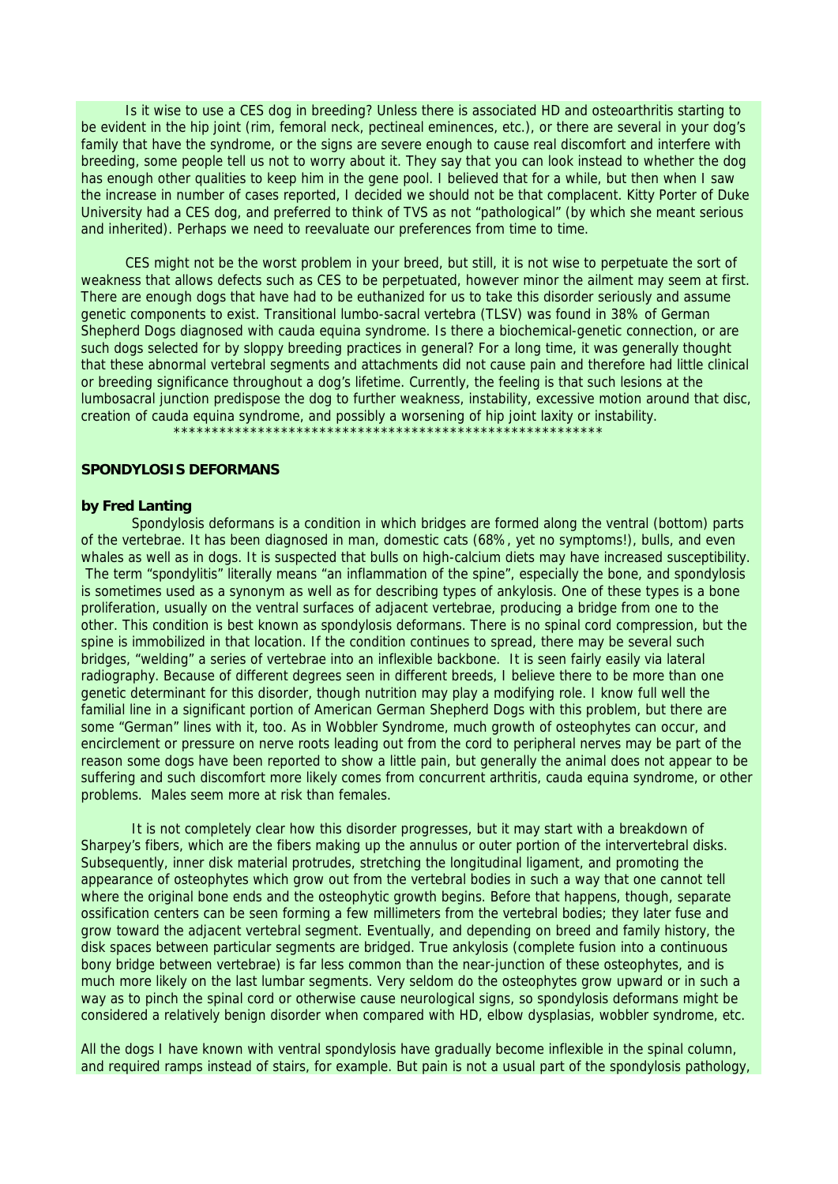Is it wise to use a CES dog in breeding? Unless there is associated HD and osteoarthritis starting to be evident in the hip joint (rim, femoral neck, pectineal eminences, etc.), or there are several in your dog's family that have the syndrome, or the signs are severe enough to cause real discomfort and interfere with breeding, some people tell us not to worry about it. They say that you can look instead to whether the dog has enough other qualities to keep him in the gene pool. I believed that for a while, but then when I saw the increase in number of cases reported, I decided we should not be that complacent. Kitty Porter of Duke University had a CES dog, and preferred to think of TVS as not "pathological" (by which she meant serious and inherited). Perhaps we need to reevaluate our preferences from time to time.

CES might not be the worst problem in your breed, but still, it is not wise to perpetuate the sort of weakness that allows defects such as CES to be perpetuated, however minor the ailment may seem at first. There are enough dogs that have had to be euthanized for us to take this disorder seriously and assume genetic components to exist. Transitional lumbo-sacral vertebra (TLSV) was found in 38% of German Shepherd Dogs diagnosed with cauda equina syndrome. Is there a biochemical-genetic connection, or are such dogs selected for by sloppy breeding practices in general? For a long time, it was generally thought that these abnormal vertebral segments and attachments did not cause pain and therefore had little clinical or breeding significance throughout a dog's lifetime. Currently, the feeling is that such lesions at the lumbosacral junction predispose the dog to further weakness, instability, excessive motion around that disc, creation of cauda equina syndrome, and possibly a worsening of hip joint laxity or instability.

*********************************************************

**SPONDYLOSIS DEFORMANS**

**by Fred Lanting**

Spondylosis deformans is a condition in which bridges are formed along the ventral (bottom) parts of the vertebrae. It has been diagnosed in man, domestic cats (68%, yet no symptoms!), bulls, and even whales as well as in dogs. It is suspected that bulls on high-calcium diets may have increased susceptibility. The term "spondylitis" literally means "an inflammation of the spine", especially the bone, and spondylosis is sometimes used as a synonym as well as for describing types of ankylosis. One of these types is a bone proliferation, usually on the ventral surfaces of adjacent vertebrae, producing a bridge from one to the other. This condition is best known as spondylosis deformans. There is no spinal cord compression, but the spine is immobilized in that location. If the condition continues to spread, there may be several such bridges, "welding" a series of vertebrae into an inflexible backbone. It is seen fairly easily via lateral radiography. Because of different degrees seen in different breeds, I believe there to be more than one genetic determinant for this disorder, though nutrition may play a modifying role. I know full well the familial line in a significant portion of American German Shepherd Dogs with this problem, but there are some "German" lines with it, too. As in Wobbler Syndrome, much growth of osteophytes can occur, and encirclement or pressure on nerve roots leading out from the cord to peripheral nerves may be part of the reason some dogs have been reported to show a little pain, but generally the animal does not appear to be suffering and such discomfort more likely comes from concurrent arthritis, cauda equina syndrome, or other problems. Males seem more at risk than females.

It is not completely clear how this disorder progresses, but it may start with a breakdown of Sharpey's fibers, which are the fibers making up the annulus or outer portion of the intervertebral disks. Subsequently, inner disk material protrudes, stretching the longitudinal ligament, and promoting the appearance of osteophytes which grow out from the vertebral bodies in such a way that one cannot tell where the original bone ends and the osteophytic growth begins. Before that happens, though, separate ossification centers can be seen forming a few millimeters from the vertebral bodies; they later fuse and grow toward the adjacent vertebral segment. Eventually, and depending on breed and family history, the disk spaces between particular segments are bridged. True ankylosis (complete fusion into a continuous bony bridge between vertebrae) is far less common than the near-junction of these osteophytes, and is much more likely on the last lumbar segments. Very seldom do the osteophytes grow upward or in such a way as to pinch the spinal cord or otherwise cause neurological signs, so spondylosis deformans might be considered a relatively benign disorder when compared with HD, elbow dysplasias, wobbler syndrome, etc.

All the dogs I have known with ventral spondylosis have gradually become inflexible in the spinal column, and required ramps instead of stairs, for example. But pain is not a usual part of the spondylosis pathology,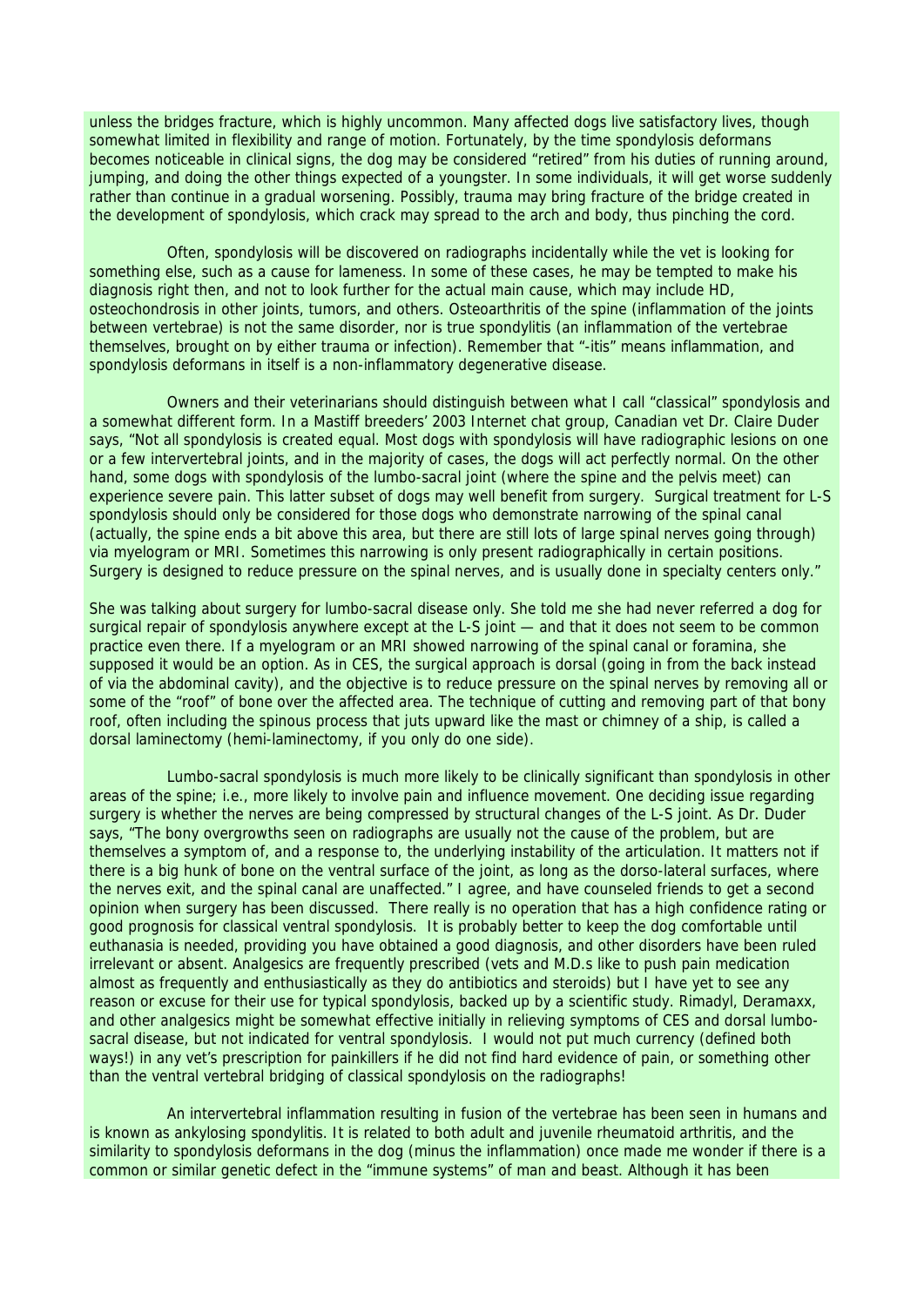unless the bridges fracture, which is highly uncommon. Many affected dogs live satisfactory lives, though somewhat limited in flexibility and range of motion. Fortunately, by the time spondylosis deformans becomes noticeable in clinical signs, the dog may be considered "retired" from his duties of running around, jumping, and doing the other things expected of a youngster. In some individuals, it will get worse suddenly rather than continue in a gradual worsening. Possibly, trauma may bring fracture of the bridge created in the development of spondylosis, which crack may spread to the arch and body, thus pinching the cord.

Often, spondylosis will be discovered on radiographs incidentally while the vet is looking for something else, such as a cause for lameness. In some of these cases, he may be tempted to make his diagnosis right then, and not to look further for the actual main cause, which may include HD, osteochondrosis in other joints, tumors, and others. Osteoarthritis of the spine (inflammation of the joints between vertebrae) is not the same disorder, nor is true spondylitis (an inflammation of the vertebrae themselves, brought on by either trauma or infection). Remember that "-itis" means inflammation, and spondylosis deformans in itself is a non-inflammatory degenerative disease.

Owners and their veterinarians should distinguish between what I call "classical" spondylosis and a somewhat different form. In a Mastiff breeders' 2003 Internet chat group, Canadian vet Dr. Claire Duder says, "Not all spondylosis is created equal. Most dogs with spondylosis will have radiographic lesions on one or a few intervertebral joints, and in the majority of cases, the dogs will act perfectly normal. On the other hand, some dogs with spondylosis of the lumbo-sacral joint (where the spine and the pelvis meet) can experience severe pain. This latter subset of dogs may well benefit from surgery. Surgical treatment for L-S spondylosis should only be considered for those dogs who demonstrate narrowing of the spinal canal (actually, the spine ends a bit above this area, but there are still lots of large spinal nerves going through) via myelogram or MRI. Sometimes this narrowing is only present radiographically in certain positions. Surgery is designed to reduce pressure on the spinal nerves, and is usually done in specialty centers only."

She was talking about surgery for lumbo-sacral disease only. She told me she had never referred a dog for surgical repair of spondylosis anywhere except at the L-S joint — and that it does not seem to be common practice even there. If a myelogram or an MRI showed narrowing of the spinal canal or foramina, she supposed it would be an option. As in CES, the surgical approach is dorsal (going in from the back instead of via the abdominal cavity), and the objective is to reduce pressure on the spinal nerves by removing all or some of the "roof" of bone over the affected area. The technique of cutting and removing part of that bony roof, often including the spinous process that juts upward like the mast or chimney of a ship, is called a dorsal laminectomy (hemi-laminectomy, if you only do one side).

Lumbo-sacral spondylosis is much more likely to be clinically significant than spondylosis in other areas of the spine; i.e., more likely to involve pain and influence movement. One deciding issue regarding surgery is whether the nerves are being compressed by structural changes of the L-S joint. As Dr. Duder says, "The bony overgrowths seen on radiographs are usually not the cause of the problem, but are themselves a symptom of, and a response to, the underlying instability of the articulation. It matters not if there is a big hunk of bone on the ventral surface of the joint, as long as the dorso-lateral surfaces, where the nerves exit, and the spinal canal are unaffected." I agree, and have counseled friends to get a second opinion when surgery has been discussed. There really is no operation that has a high confidence rating or good prognosis for classical ventral spondylosis. It is probably better to keep the dog comfortable until euthanasia is needed, providing you have obtained a good diagnosis, and other disorders have been ruled irrelevant or absent. Analgesics are frequently prescribed (vets and M.D.s like to push pain medication almost as frequently and enthusiastically as they do antibiotics and steroids) but I have yet to see any reason or excuse for their use for typical spondylosis, backed up by a scientific study. Rimadyl, Deramaxx, and other analgesics might be somewhat effective initially in relieving symptoms of CES and dorsal lumbo-sacral disease, but not indicated for ventral spondylosis. I would not put much currency (defined both ways!) in any vet's prescription for painkillers if he did not find hard evidence of pain, or something other than the ventral vertebral bridging of classical spondylosis on the radiographs!

An intervertebral inflammation resulting in fusion of the vertebrae has been seen in humans and is known as ankylosing spondylitis. It is related to both adult and juvenile rheumatoid arthritis, and the similarity to spondylosis deformans in the dog (minus the inflammation) once made me wonder if there is a common or similar genetic defect in the "immune systems" of man and beast. Although it has been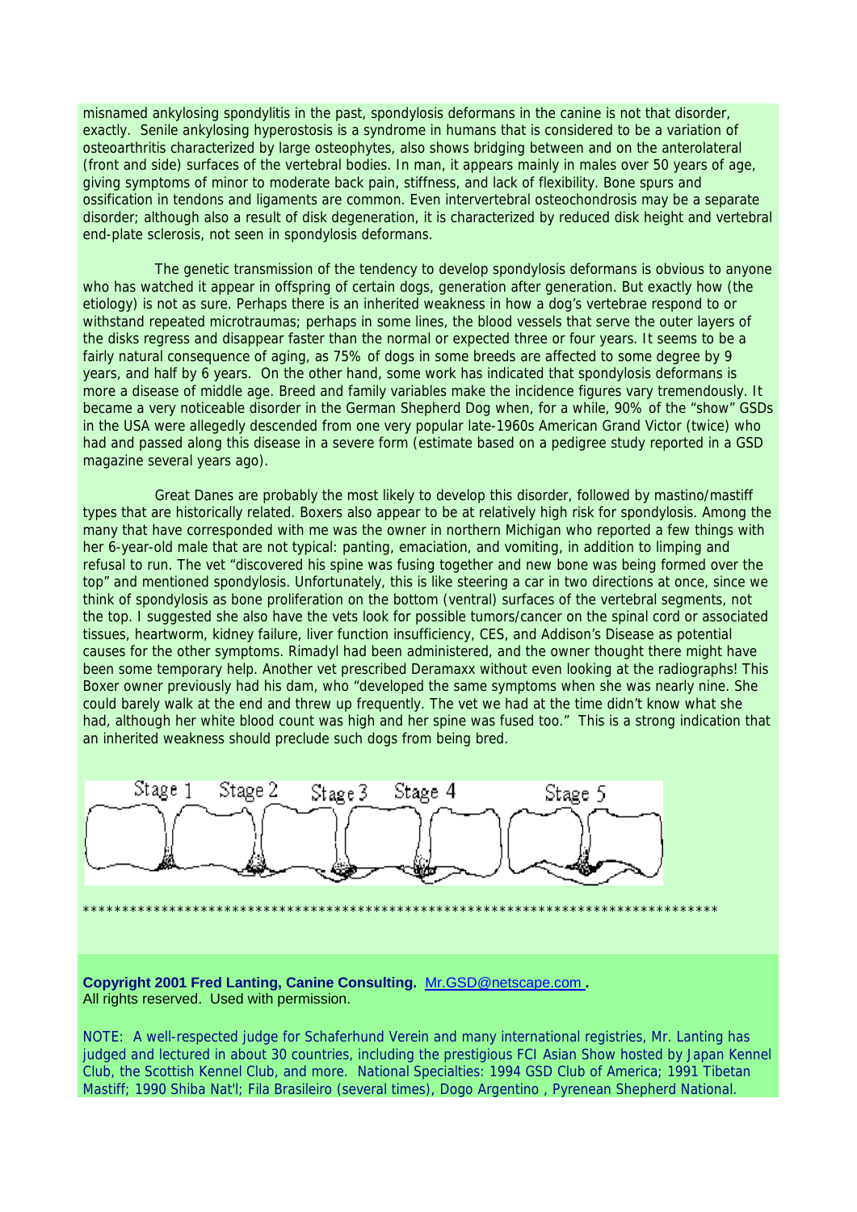misnamed ankylosing spondylitis in the past, spondylosis deformans in the canine is not that disorder, exactly. Senile ankylosing hyperostosis is a syndrome in humans that is considered to be a variation of osteoarthritis characterized by large osteophytes, also shows bridging between and on the anterolateral (front and side) surfaces of the vertebral bodies. In man, it appears mainly in males over 50 years of age, giving symptoms of minor to moderate back pain, stiffness, and lack of flexibility. Bone spurs and ossification in tendons and ligaments are common. Even intervertebral osteochondrosis may be a separate disorder; although also a result of disk degeneration, it is characterized by reduced disk height and vertebral end-plate sclerosis, not seen in spondylosis deformans.

The genetic transmission of the tendency to develop spondylosis deformans is obvious to anyone who has watched it appear in offspring of certain dogs, generation after generation. But exactly how (the etiology) is not as sure. Perhaps there is an inherited weakness in how a dog's vertebrae respond to or withstand repeated microtraumas; perhaps in some lines, the blood vessels that serve the outer layers of the disks regress and disappear faster than the normal or expected three or four years. It seems to be a fairly natural consequence of aging, as 75% of dogs in some breeds are affected to some degree by 9 years, and half by 6 years. On the other hand, some work has indicated that spondylosis deformans is more a disease of middle age. Breed and family variables make the incidence figures vary tremendously. It became a very noticeable disorder in the German Shepherd Dog when, for a while, 90% of the "show" GSDs in the USA were allegedly descended from one very popular late-1960s American Grand Victor (twice) who had and passed along this disease in a severe form (estimate based on a pedigree study reported in a GSD magazine several years ago).

Great Danes are probably the most likely to develop this disorder, followed by mastino/mastiff types that are historically related. Boxers also appear to be at relatively high risk for spondylosis. Among the many that have corresponded with me was the owner in northern Michigan who reported a few things with her 6-year-old male that are not typical: panting, emaciation, and vomiting, in addition to limping and refusal to run. The vet "discovered his spine was fusing together and new bone was being formed over the top" and mentioned spondylosis. Unfortunately, this is like steering a car in two directions at once, since we think of spondylosis as bone proliferation on the bottom (ventral) surfaces of the vertebral segments, not the top. I suggested she also have the vets look for possible tumors/cancer on the spinal cord or associated tissues, heartworm, kidney failure, liver function insufficiency, CES, and Addison's Disease as potential causes for the other symptoms. Rimadyl had been administered, and the owner thought there might have been some temporary help. Another vet prescribed Deramaxx without even looking at the radiographs! This Boxer owner previously had his dam, who "developed the same symptoms when she was nearly nine. She could barely walk at the end and threw up frequently. The vet we had at the time didn't know what she had, although her white blood count was high and her spine was fused too." This is a strong indication that an inherited weakness should preclude such dogs from being bred.

Stage 1 Stage 2 Stage 3 Stage 4 Stage 5

*************************************************************************************

**Copyright 2001 Fred Lanting, Canine Consulting.** [Mr.GSD@netscape.com](mailto:Mr.GSD@netscape.com) **.**
All rights reserved. Used with permission.

NOTE: A well-respected judge for Schaferhund Verein and many international registries, Mr. Lanting has judged and lectured in about 30 countries, including the prestigious FCI Asian Show hosted by Japan Kennel Club, the Scottish Kennel Club, and more. National Specialties: 1994 GSD Club of America; 1991 Tibetan Mastiff; 1990 Shiba Nat'l; Fila Brasileiro (several times), Dogo Argentino , Pyrenean Shepherd National.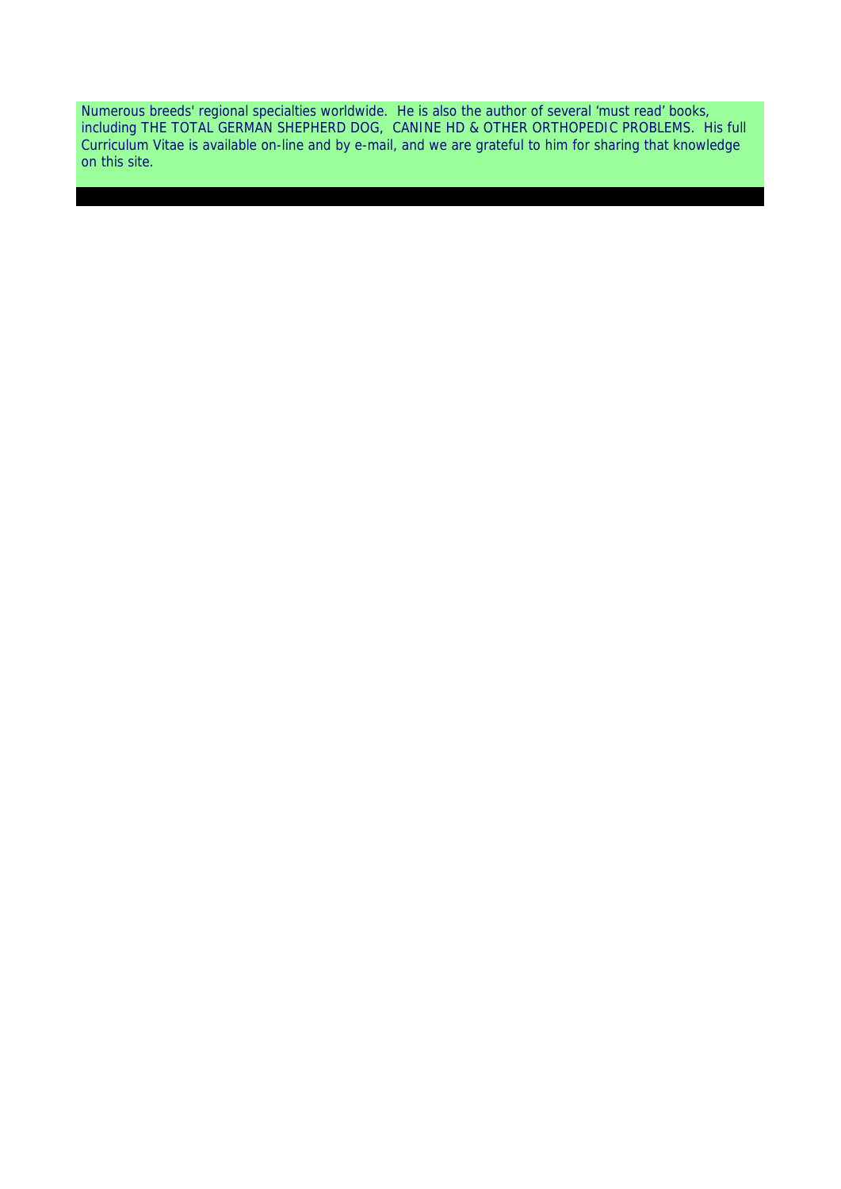Numerous breeds' regional specialties worldwide. He is also the author of several 'must read' books, including THE TOTAL GERMAN SHEPHERD DOG, CANINE HD & OTHER ORTHOPEDIC PROBLEMS. His full Curriculum Vitae is available on-line and by e-mail, and we are grateful to him for sharing that knowledge on this site.